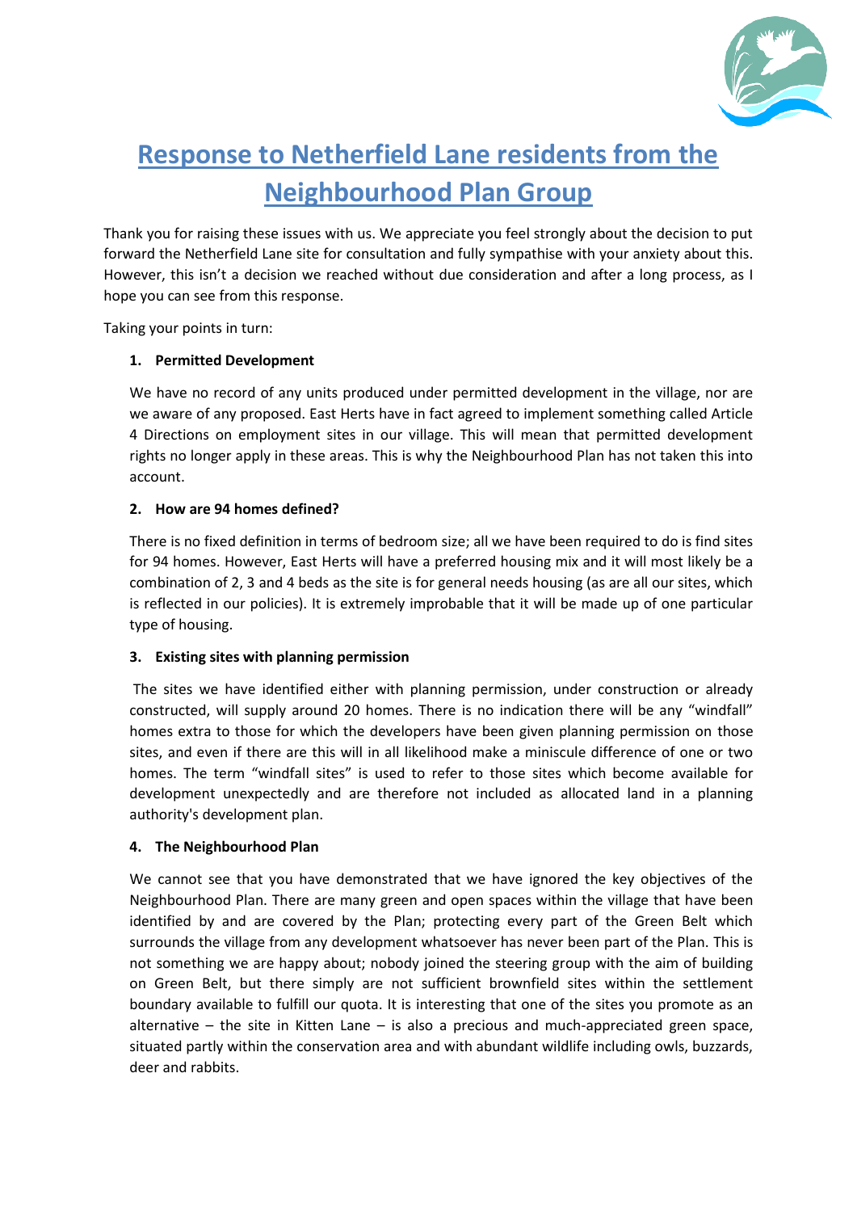# Response to Netherfield Lane residents from the Neighbourhood Plan Group

Thank you for raising these issues with us. We appreciate you feel strongly about the decision to put forward the Netherfield Lane site for consultation and fully sympathise with your anxiety about this. However, this isn't a decision we reached without due consideration and after a long process, as I hope you can see from this response.

Taking your points in turn:

1. **Permitted Development**

   We have no record of any units produced under permitted development in the village, nor are we aware of any proposed. East Herts have in fact agreed to implement something called Article 4 Directions on employment sites in our village. This will mean that permitted development rights no longer apply in these areas. This is why the Neighbourhood Plan has not taken this into account.

2. **How are 94 homes defined?**

   There is no fixed definition in terms of bedroom size; all we have been required to do is find sites for 94 homes. However, East Herts will have a preferred housing mix and it will most likely be a combination of 2, 3 and 4 beds as the site is for general needs housing (as are all our sites, which is reflected in our policies). It is extremely improbable that it will be made up of one particular type of housing.

3. **Existing sites with planning permission**

   The sites we have identified either with planning permission, under construction or already constructed, will supply around 20 homes. There is no indication there will be any "windfall" homes extra to those for which the developers have been given planning permission on those sites, and even if there are this will in all likelihood make a miniscule difference of one or two homes. The term "windfall sites" is used to refer to those sites which become available for development unexpectedly and are therefore not included as allocated land in a planning authority's development plan.

4. **The Neighbourhood Plan**

   We cannot see that you have demonstrated that we have ignored the key objectives of the Neighbourhood Plan. There are many green and open spaces within the village that have been identified by and are covered by the Plan; protecting every part of the Green Belt which surrounds the village from any development whatsoever has never been part of the Plan. This is not something we are happy about; nobody joined the steering group with the aim of building on Green Belt, but there simply are not sufficient brownfield sites within the settlement boundary available to fulfill our quota. It is interesting that one of the sites you promote as an alternative – the site in Kitten Lane – is also a precious and much-appreciated green space, situated partly within the conservation area and with abundant wildlife including owls, buzzards, deer and rabbits.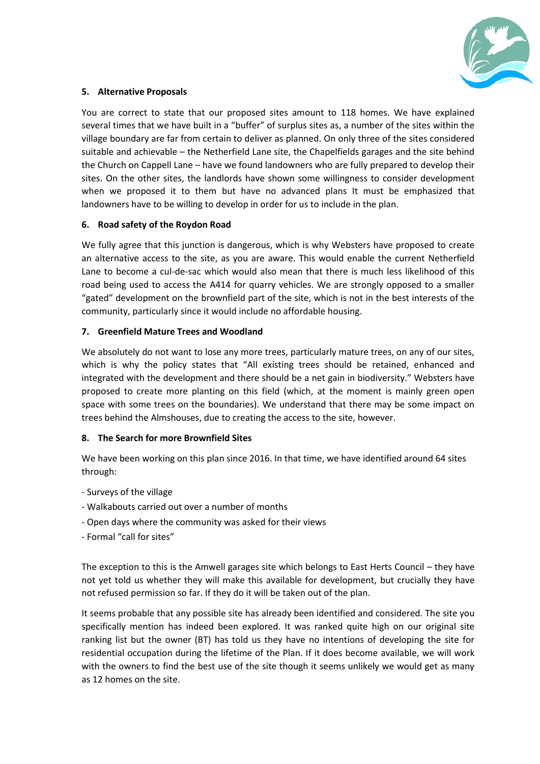## 5. Alternative Proposals

You are correct to state that our proposed sites amount to 118 homes. We have explained several times that we have built in a "buffer" of surplus sites as, a number of the sites within the village boundary are far from certain to deliver as planned. On only three of the sites considered suitable and achievable – the Netherfield Lane site, the Chapelfields garages and the site behind the Church on Cappell Lane – have we found landowners who are fully prepared to develop their sites. On the other sites, the landlords have shown some willingness to consider development when we proposed it to them but have no advanced plans It must be emphasized that landowners have to be willing to develop in order for us to include in the plan.

## 6. Road safety of the Roydon Road

We fully agree that this junction is dangerous, which is why Websters have proposed to create an alternative access to the site, as you are aware. This would enable the current Netherfield Lane to become a cul-de-sac which would also mean that there is much less likelihood of this road being used to access the A414 for quarry vehicles. We are strongly opposed to a smaller "gated" development on the brownfield part of the site, which is not in the best interests of the community, particularly since it would include no affordable housing.

## 7. Greenfield Mature Trees and Woodland

We absolutely do not want to lose any more trees, particularly mature trees, on any of our sites, which is why the policy states that "All existing trees should be retained, enhanced and integrated with the development and there should be a net gain in biodiversity." Websters have proposed to create more planting on this field (which, at the moment is mainly green open space with some trees on the boundaries). We understand that there may be some impact on trees behind the Almshouses, due to creating the access to the site, however.

## 8. The Search for more Brownfield Sites

We have been working on this plan since 2016. In that time, we have identified around 64 sites through:

- Surveys of the village
- Walkabouts carried out over a number of months
- Open days where the community was asked for their views
- Formal "call for sites"

The exception to this is the Amwell garages site which belongs to East Herts Council – they have not yet told us whether they will make this available for development, but crucially they have not refused permission so far. If they do it will be taken out of the plan.

It seems probable that any possible site has already been identified and considered. The site you specifically mention has indeed been explored. It was ranked quite high on our original site ranking list but the owner (BT) has told us they have no intentions of developing the site for residential occupation during the lifetime of the Plan. If it does become available, we will work with the owners to find the best use of the site though it seems unlikely we would get as many as 12 homes on the site.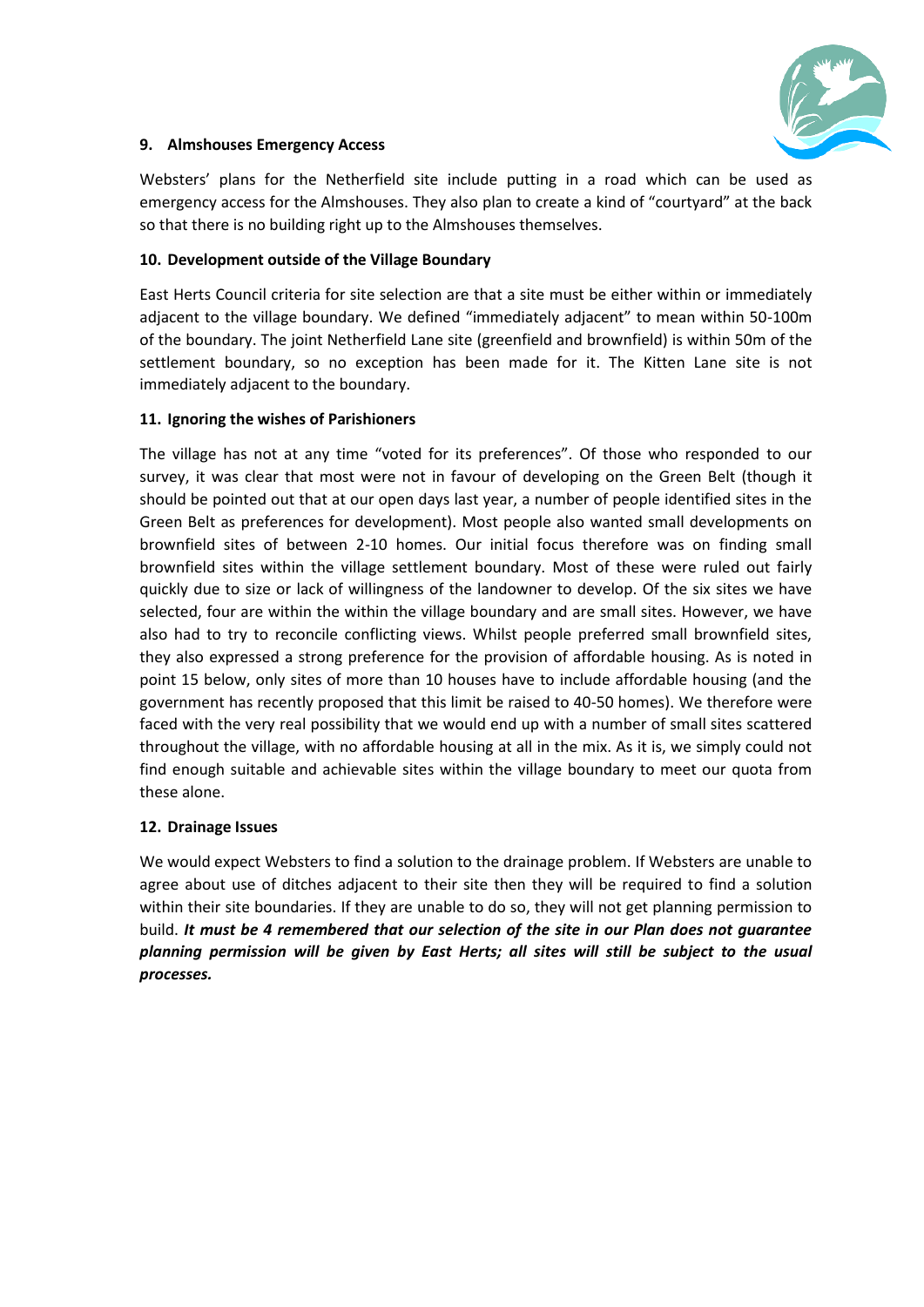### 9. Almshouses Emergency Access

Websters' plans for the Netherfield site include putting in a road which can be used as emergency access for the Almshouses. They also plan to create a kind of "courtyard" at the back so that there is no building right up to the Almshouses themselves.

### 10. Development outside of the Village Boundary

East Herts Council criteria for site selection are that a site must be either within or immediately adjacent to the village boundary. We defined "immediately adjacent" to mean within 50-100m of the boundary. The joint Netherfield Lane site (greenfield and brownfield) is within 50m of the settlement boundary, so no exception has been made for it. The Kitten Lane site is not immediately adjacent to the boundary.

### 11. Ignoring the wishes of Parishioners

The village has not at any time "voted for its preferences". Of those who responded to our survey, it was clear that most were not in favour of developing on the Green Belt (though it should be pointed out that at our open days last year, a number of people identified sites in the Green Belt as preferences for development). Most people also wanted small developments on brownfield sites of between 2-10 homes. Our initial focus therefore was on finding small brownfield sites within the village settlement boundary. Most of these were ruled out fairly quickly due to size or lack of willingness of the landowner to develop. Of the six sites we have selected, four are within the within the village boundary and are small sites. However, we have also had to try to reconcile conflicting views. Whilst people preferred small brownfield sites, they also expressed a strong preference for the provision of affordable housing. As is noted in point 15 below, only sites of more than 10 houses have to include affordable housing (and the government has recently proposed that this limit be raised to 40-50 homes). We therefore were faced with the very real possibility that we would end up with a number of small sites scattered throughout the village, with no affordable housing at all in the mix. As it is, we simply could not find enough suitable and achievable sites within the village boundary to meet our quota from these alone.

### 12. Drainage Issues

We would expect Websters to find a solution to the drainage problem. If Websters are unable to agree about use of ditches adjacent to their site then they will be required to find a solution within their site boundaries. If they are unable to do so, they will not get planning permission to build. ***It must be 4 remembered that our selection of the site in our Plan does not guarantee planning permission will be given by East Herts; all sites will still be subject to the usual processes.***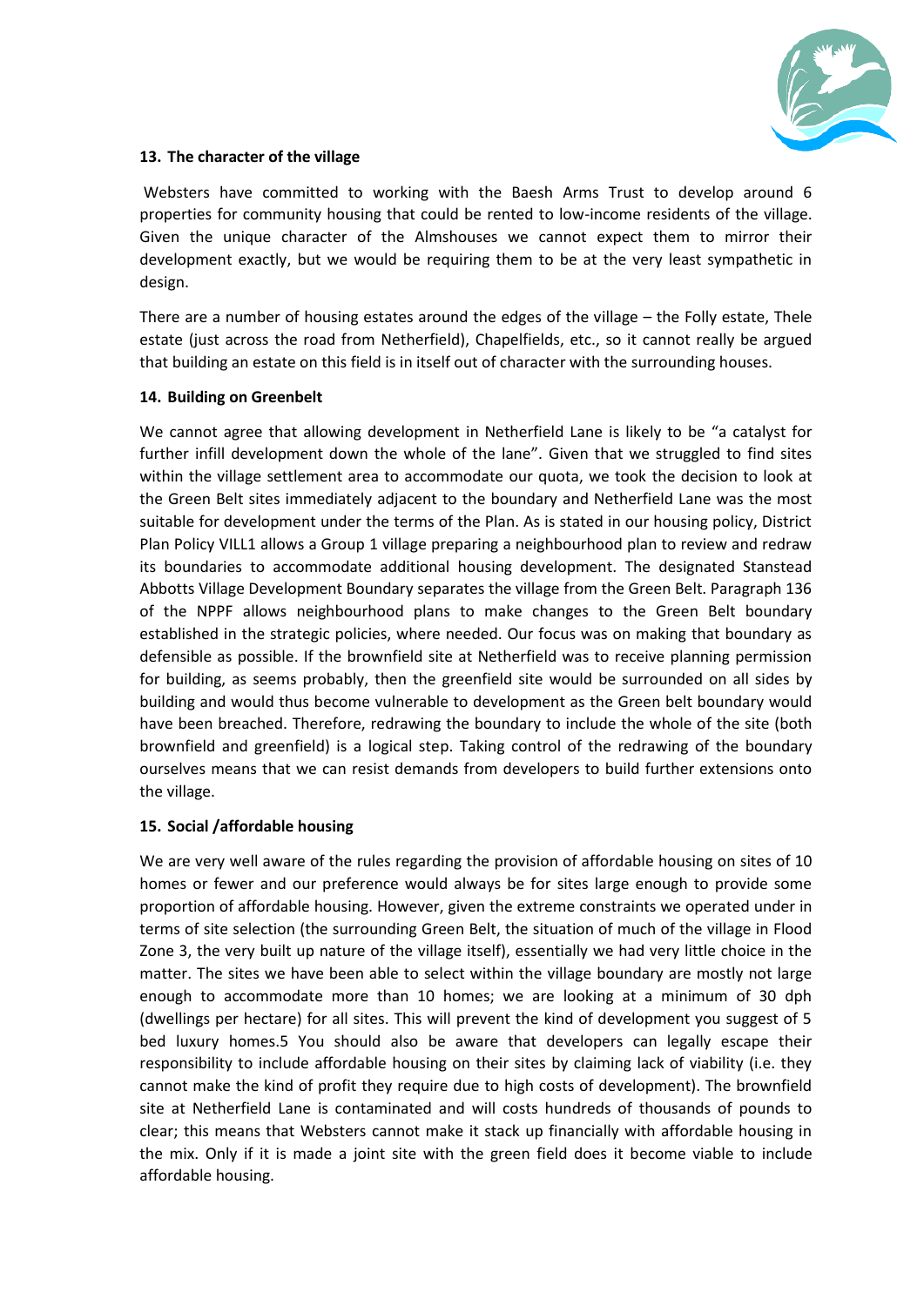### 13. The character of the village

Websters have committed to working with the Baesh Arms Trust to develop around 6 properties for community housing that could be rented to low-income residents of the village. Given the unique character of the Almshouses we cannot expect them to mirror their development exactly, but we would be requiring them to be at the very least sympathetic in design.

There are a number of housing estates around the edges of the village – the Folly estate, Thele estate (just across the road from Netherfield), Chapelfields, etc., so it cannot really be argued that building an estate on this field is in itself out of character with the surrounding houses.

### 14. Building on Greenbelt

We cannot agree that allowing development in Netherfield Lane is likely to be "a catalyst for further infill development down the whole of the lane". Given that we struggled to find sites within the village settlement area to accommodate our quota, we took the decision to look at the Green Belt sites immediately adjacent to the boundary and Netherfield Lane was the most suitable for development under the terms of the Plan. As is stated in our housing policy, District Plan Policy VILL1 allows a Group 1 village preparing a neighbourhood plan to review and redraw its boundaries to accommodate additional housing development. The designated Stanstead Abbotts Village Development Boundary separates the village from the Green Belt. Paragraph 136 of the NPPF allows neighbourhood plans to make changes to the Green Belt boundary established in the strategic policies, where needed. Our focus was on making that boundary as defensible as possible. If the brownfield site at Netherfield was to receive planning permission for building, as seems probably, then the greenfield site would be surrounded on all sides by building and would thus become vulnerable to development as the Green belt boundary would have been breached. Therefore, redrawing the boundary to include the whole of the site (both brownfield and greenfield) is a logical step. Taking control of the redrawing of the boundary ourselves means that we can resist demands from developers to build further extensions onto the village.

### 15. Social /affordable housing

We are very well aware of the rules regarding the provision of affordable housing on sites of 10 homes or fewer and our preference would always be for sites large enough to provide some proportion of affordable housing. However, given the extreme constraints we operated under in terms of site selection (the surrounding Green Belt, the situation of much of the village in Flood Zone 3, the very built up nature of the village itself), essentially we had very little choice in the matter. The sites we have been able to select within the village boundary are mostly not large enough to accommodate more than 10 homes; we are looking at a minimum of 30 dph (dwellings per hectare) for all sites. This will prevent the kind of development you suggest of 5 bed luxury homes.5 You should also be aware that developers can legally escape their responsibility to include affordable housing on their sites by claiming lack of viability (i.e. they cannot make the kind of profit they require due to high costs of development). The brownfield site at Netherfield Lane is contaminated and will costs hundreds of thousands of pounds to clear; this means that Websters cannot make it stack up financially with affordable housing in the mix. Only if it is made a joint site with the green field does it become viable to include affordable housing.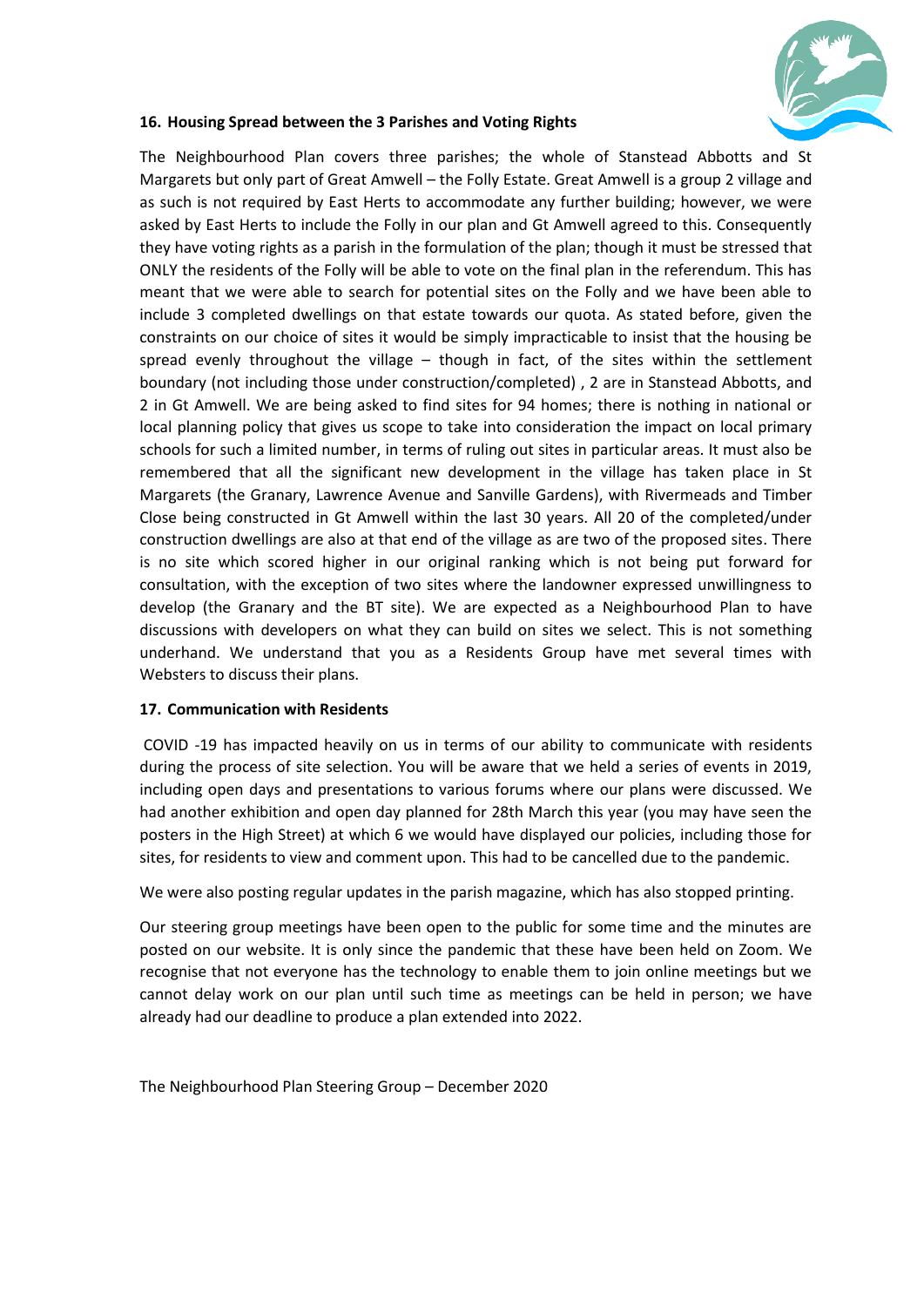### 16. Housing Spread between the 3 Parishes and Voting Rights

The Neighbourhood Plan covers three parishes; the whole of Stanstead Abbotts and St Margarets but only part of Great Amwell – the Folly Estate. Great Amwell is a group 2 village and as such is not required by East Herts to accommodate any further building; however, we were asked by East Herts to include the Folly in our plan and Gt Amwell agreed to this. Consequently they have voting rights as a parish in the formulation of the plan; though it must be stressed that ONLY the residents of the Folly will be able to vote on the final plan in the referendum. This has meant that we were able to search for potential sites on the Folly and we have been able to include 3 completed dwellings on that estate towards our quota. As stated before, given the constraints on our choice of sites it would be simply impracticable to insist that the housing be spread evenly throughout the village – though in fact, of the sites within the settlement boundary (not including those under construction/completed) , 2 are in Stanstead Abbotts, and 2 in Gt Amwell. We are being asked to find sites for 94 homes; there is nothing in national or local planning policy that gives us scope to take into consideration the impact on local primary schools for such a limited number, in terms of ruling out sites in particular areas. It must also be remembered that all the significant new development in the village has taken place in St Margarets (the Granary, Lawrence Avenue and Sanville Gardens), with Rivermeads and Timber Close being constructed in Gt Amwell within the last 30 years. All 20 of the completed/under construction dwellings are also at that end of the village as are two of the proposed sites. There is no site which scored higher in our original ranking which is not being put forward for consultation, with the exception of two sites where the landowner expressed unwillingness to develop (the Granary and the BT site). We are expected as a Neighbourhood Plan to have discussions with developers on what they can build on sites we select. This is not something underhand. We understand that you as a Residents Group have met several times with Websters to discuss their plans.

### 17. Communication with Residents

COVID -19 has impacted heavily on us in terms of our ability to communicate with residents during the process of site selection. You will be aware that we held a series of events in 2019, including open days and presentations to various forums where our plans were discussed. We had another exhibition and open day planned for 28th March this year (you may have seen the posters in the High Street) at which 6 we would have displayed our policies, including those for sites, for residents to view and comment upon. This had to be cancelled due to the pandemic.

We were also posting regular updates in the parish magazine, which has also stopped printing.

Our steering group meetings have been open to the public for some time and the minutes are posted on our website. It is only since the pandemic that these have been held on Zoom. We recognise that not everyone has the technology to enable them to join online meetings but we cannot delay work on our plan until such time as meetings can be held in person; we have already had our deadline to produce a plan extended into 2022.

The Neighbourhood Plan Steering Group – December 2020